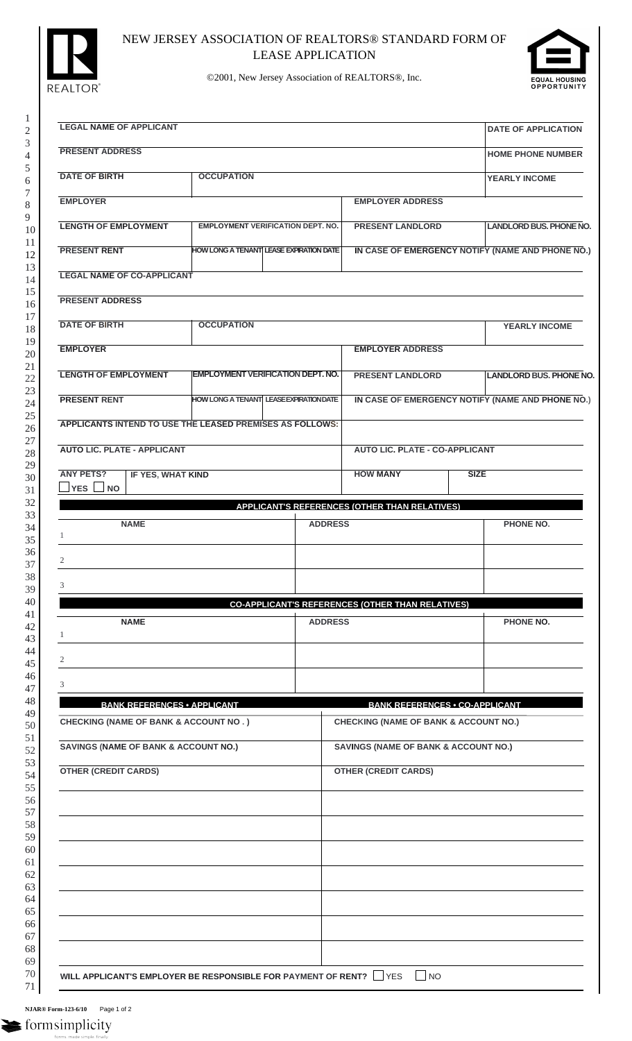# NEW JERSEY ASSOCIATION OF REALTORS® STANDARD FORM OF LEASE APPLICATION

©2001, New Jersey Association of REALTORS®, Inc.

| LEGAL NAME OF APPLICANT | | | | DATE OF APPLICATION |
|---|---|---|---|---|
| PRESENT ADDRESS | | | | HOME PHONE NUMBER |
| DATE OF BIRTH | OCCUPATION | | | YEARLY INCOME |
| EMPLOYER | | | EMPLOYER ADDRESS | |
| LENGTH OF EMPLOYMENT | EMPLOYMENT VERIFICATION DEPT. NO. | | PRESENT LANDLORD | LANDLORD BUS. PHONE NO. |
| PRESENT RENT | HOW LONG A TENANT | LEASE EXPIRATION DATE | IN CASE OF EMERGENCY NOTIFY (NAME AND PHONE NO.) | |
| LEGAL NAME OF CO-APPLICANT | | | | |
| PRESENT ADDRESS | | | | |
| DATE OF BIRTH | OCCUPATION | | | YEARLY INCOME |
| EMPLOYER | | | EMPLOYER ADDRESS | |
| LENGTH OF EMPLOYMENT | EMPLOYMENT VERIFICATION DEPT. NO. | | PRESENT LANDLORD | LANDLORD BUS. PHONE NO. |
| PRESENT RENT | HOW LONG A TENANT | LEASE EXPIRATION DATE | IN CASE OF EMERGENCY NOTIFY (NAME AND PHONE NO.) | |
| APPLICANTS INTEND TO USE THE LEASED PREMISES AS FOLLOWS: | | | | |
| AUTO LIC. PLATE - APPLICANT | | | AUTO LIC. PLATE - CO-APPLICANT | |
| ANY PETS? ☐ YES ☐ NO | IF YES, WHAT KIND | | HOW MANY | SIZE |

## APPLICANT'S REFERENCES (OTHER THAN RELATIVES)

| NAME | ADDRESS | PHONE NO. |
|---|---|---|
| 1 | | |
| 2 | | |
| 3 | | |

## CO-APPLICANT'S REFERENCES (OTHER THAN RELATIVES)

| NAME | ADDRESS | PHONE NO. |
|---|---|---|
| 1 | | |
| 2 | | |
| 3 | | |

| BANK REFERENCES • APPLICANT | BANK REFERENCES • CO-APPLICANT |
|---|---|
| CHECKING (NAME OF BANK & ACCOUNT NO . ) | CHECKING (NAME OF BANK & ACCOUNT NO.) |
| SAVINGS (NAME OF BANK & ACCOUNT NO.) | SAVINGS (NAME OF BANK & ACCOUNT NO.) |
| OTHER (CREDIT CARDS) | OTHER (CREDIT CARDS) |
| | |
| | |
| | |
| | |
| | |
| | |
| | |

WILL APPLICANT'S EMPLOYER BE RESPONSIBLE FOR PAYMENT OF RENT? ☐ YES ☐ NO

NJAR® Form-123-6/10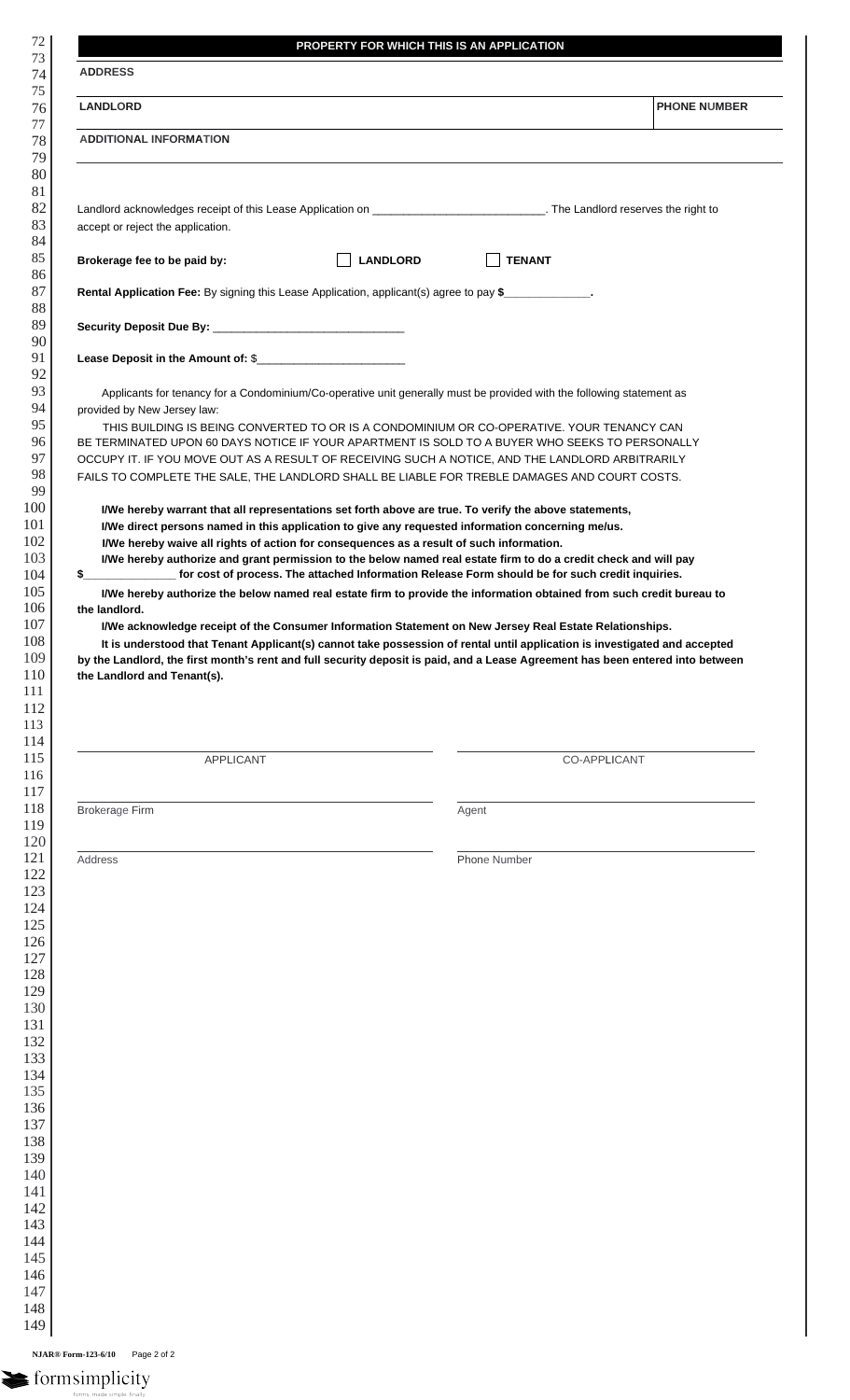## PROPERTY FOR WHICH THIS IS AN APPLICATION

**ADDRESS**

**LANDLORD** | **PHONE NUMBER**

**ADDITIONAL INFORMATION**

Landlord acknowledges receipt of this Lease Application on ___________________________. The Landlord reserves the right to accept or reject the application.

**Brokerage fee to be paid by:** ☐ **LANDLORD** ☐ **TENANT**

**Rental Application Fee:** By signing this Lease Application, applicant(s) agree to pay **$_____________.**

**Security Deposit Due By:** _____________________________

**Lease Deposit in the Amount of:** $_______________________

Applicants for tenancy for a Condominium/Co-operative unit generally must be provided with the following statement as provided by New Jersey law:

THIS BUILDING IS BEING CONVERTED TO OR IS A CONDOMINIUM OR CO-OPERATIVE. YOUR TENANCY CAN BE TERMINATED UPON 60 DAYS NOTICE IF YOUR APARTMENT IS SOLD TO A BUYER WHO SEEKS TO PERSONALLY OCCUPY IT. IF YOU MOVE OUT AS A RESULT OF RECEIVING SUCH A NOTICE, AND THE LANDLORD ARBITRARILY FAILS TO COMPLETE THE SALE, THE LANDLORD SHALL BE LIABLE FOR TREBLE DAMAGES AND COURT COSTS.

**I/We hereby warrant that all representations set forth above are true. To verify the above statements,**
**I/We direct persons named in this application to give any requested information concerning me/us.**
**I/We hereby waive all rights of action for consequences as a result of such information.**
**I/We hereby authorize and grant permission to the below named real estate firm to do a credit check and will pay $______________ for cost of process. The attached Information Release Form should be for such credit inquiries.**

**I/We hereby authorize the below named real estate firm to provide the information obtained from such credit bureau to the landlord.**

**I/We acknowledge receipt of the Consumer Information Statement on New Jersey Real Estate Relationships.**

**It is understood that Tenant Applicant(s) cannot take possession of rental until application is investigated and accepted by the Landlord, the first month's rent and full security deposit is paid, and a Lease Agreement has been entered into between the Landlord and Tenant(s).**

_______________________________ APPLICANT

_______________________________ CO-APPLICANT

_______________________________ Brokerage Firm

_______________________________ Agent

_______________________________ Address

_______________________________ Phone Number

NJAR® Form-123-6/10